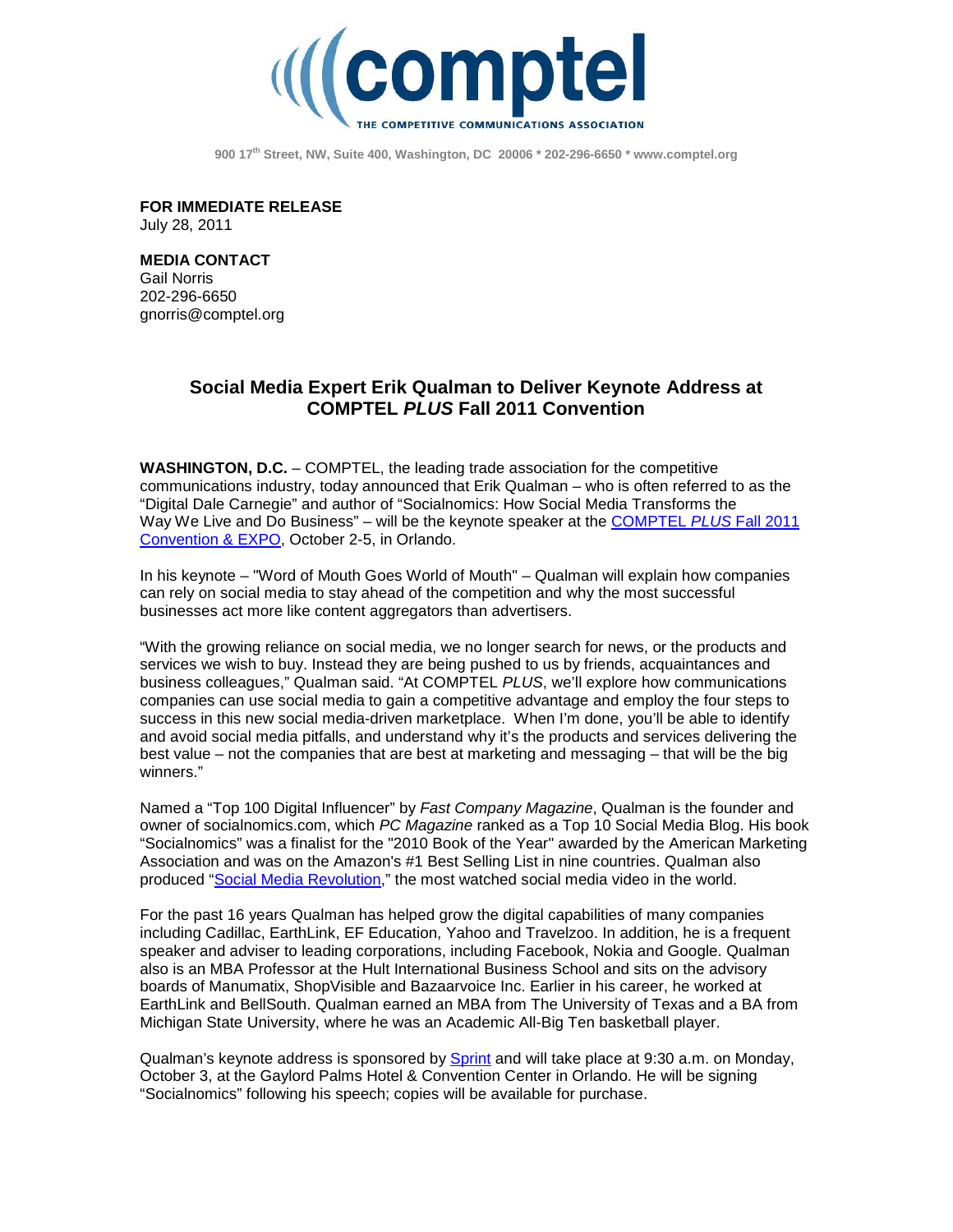# comptel

THE COMPETITIVE COMMUNICATIONS ASSOCIATION

900 17th Street, NW, Suite 400, Washington, DC 20006 * 202-296-6650 * www.comptel.org

**FOR IMMEDIATE RELEASE**
July 28, 2011

**MEDIA CONTACT**
Gail Norris
202-296-6650
gnorris@comptel.org

## Social Media Expert Erik Qualman to Deliver Keynote Address at COMPTEL *PLUS* Fall 2011 Convention

**WASHINGTON, D.C.** – COMPTEL, the leading trade association for the competitive communications industry, today announced that Erik Qualman – who is often referred to as the "Digital Dale Carnegie" and author of "Socialnomics: How Social Media Transforms the Way We Live and Do Business" – will be the keynote speaker at the COMPTEL *PLUS* Fall 2011 Convention & EXPO, October 2-5, in Orlando.

In his keynote – "Word of Mouth Goes World of Mouth" – Qualman will explain how companies can rely on social media to stay ahead of the competition and why the most successful businesses act more like content aggregators than advertisers.

"With the growing reliance on social media, we no longer search for news, or the products and services we wish to buy. Instead they are being pushed to us by friends, acquaintances and business colleagues," Qualman said. "At COMPTEL *PLUS*, we'll explore how communications companies can use social media to gain a competitive advantage and employ the four steps to success in this new social media-driven marketplace. When I'm done, you'll be able to identify and avoid social media pitfalls, and understand why it's the products and services delivering the best value – not the companies that are best at marketing and messaging – that will be the big winners."

Named a "Top 100 Digital Influencer" by *Fast Company Magazine*, Qualman is the founder and owner of socialnomics.com, which *PC Magazine* ranked as a Top 10 Social Media Blog. His book "Socialnomics" was a finalist for the "2010 Book of the Year" awarded by the American Marketing Association and was on the Amazon's #1 Best Selling List in nine countries. Qualman also produced "Social Media Revolution," the most watched social media video in the world.

For the past 16 years Qualman has helped grow the digital capabilities of many companies including Cadillac, EarthLink, EF Education, Yahoo and Travelzoo. In addition, he is a frequent speaker and adviser to leading corporations, including Facebook, Nokia and Google. Qualman also is an MBA Professor at the Hult International Business School and sits on the advisory boards of Manumatix, ShopVisible and Bazaarvoice Inc. Earlier in his career, he worked at EarthLink and BellSouth. Qualman earned an MBA from The University of Texas and a BA from Michigan State University, where he was an Academic All-Big Ten basketball player.

Qualman's keynote address is sponsored by Sprint and will take place at 9:30 a.m. on Monday, October 3, at the Gaylord Palms Hotel & Convention Center in Orlando. He will be signing "Socialnomics" following his speech; copies will be available for purchase.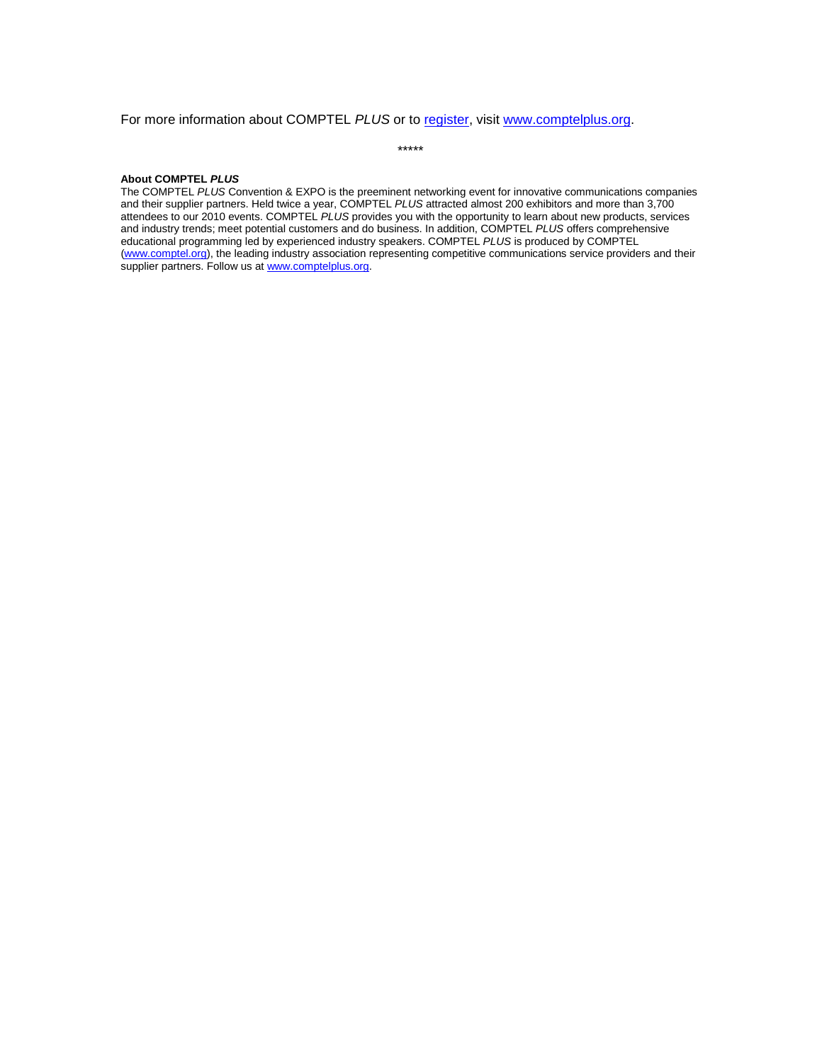For more information about COMPTEL *PLUS* or to register, visit www.comptelplus.org.

*****

**About COMPTEL *PLUS***

The COMPTEL *PLUS* Convention & EXPO is the preeminent networking event for innovative communications companies and their supplier partners. Held twice a year, COMPTEL *PLUS* attracted almost 200 exhibitors and more than 3,700 attendees to our 2010 events. COMPTEL *PLUS* provides you with the opportunity to learn about new products, services and industry trends; meet potential customers and do business. In addition, COMPTEL *PLUS* offers comprehensive educational programming led by experienced industry speakers. COMPTEL *PLUS* is produced by COMPTEL (www.comptel.org), the leading industry association representing competitive communications service providers and their supplier partners. Follow us at www.comptelplus.org.